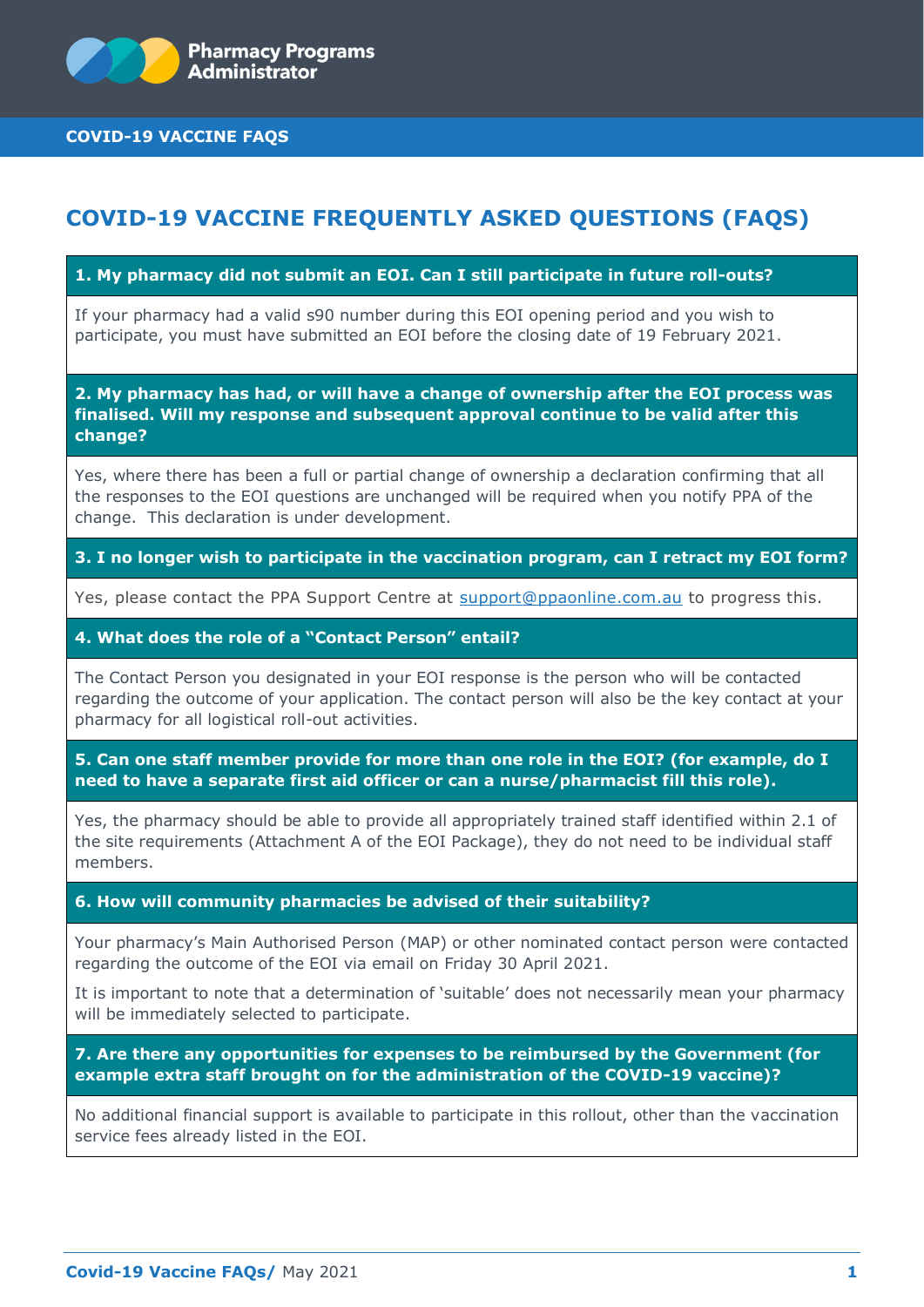# COVID-19 VACCINE FREQUENTLY ASKED QUESTIONS (FAQS)

**1. My pharmacy did not submit an EOI. Can I still participate in future roll-outs?**

If your pharmacy had a valid s90 number during this EOI opening period and you wish to participate, you must have submitted an EOI before the closing date of 19 February 2021.

**2. My pharmacy has had, or will have a change of ownership after the EOI process was finalised. Will my response and subsequent approval continue to be valid after this change?**

Yes, where there has been a full or partial change of ownership a declaration confirming that all the responses to the EOI questions are unchanged will be required when you notify PPA of the change. This declaration is under development.

**3. I no longer wish to participate in the vaccination program, can I retract my EOI form?**

Yes, please contact the PPA Support Centre at support@ppaonline.com.au to progress this.

**4. What does the role of a "Contact Person" entail?**

The Contact Person you designated in your EOI response is the person who will be contacted regarding the outcome of your application. The contact person will also be the key contact at your pharmacy for all logistical roll-out activities.

**5. Can one staff member provide for more than one role in the EOI? (for example, do I need to have a separate first aid officer or can a nurse/pharmacist fill this role).**

Yes, the pharmacy should be able to provide all appropriately trained staff identified within 2.1 of the site requirements (Attachment A of the EOI Package), they do not need to be individual staff members.

**6. How will community pharmacies be advised of their suitability?**

Your pharmacy's Main Authorised Person (MAP) or other nominated contact person were contacted regarding the outcome of the EOI via email on Friday 30 April 2021.

It is important to note that a determination of 'suitable' does not necessarily mean your pharmacy will be immediately selected to participate.

**7. Are there any opportunities for expenses to be reimbursed by the Government (for example extra staff brought on for the administration of the COVID-19 vaccine)?**

No additional financial support is available to participate in this rollout, other than the vaccination service fees already listed in the EOI.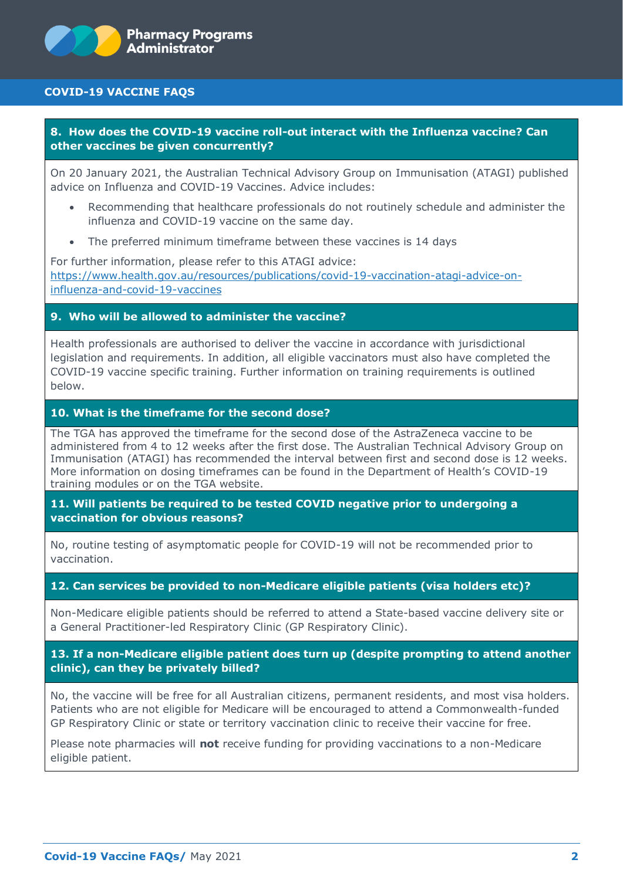## 8. How does the COVID-19 vaccine roll-out interact with the Influenza vaccine? Can other vaccines be given concurrently?

On 20 January 2021, the Australian Technical Advisory Group on Immunisation (ATAGI) published advice on Influenza and COVID-19 Vaccines. Advice includes:

- Recommending that healthcare professionals do not routinely schedule and administer the influenza and COVID-19 vaccine on the same day.
- The preferred minimum timeframe between these vaccines is 14 days

For further information, please refer to this ATAGI advice: https://www.health.gov.au/resources/publications/covid-19-vaccination-atagi-advice-on-influenza-and-covid-19-vaccines

## 9. Who will be allowed to administer the vaccine?

Health professionals are authorised to deliver the vaccine in accordance with jurisdictional legislation and requirements. In addition, all eligible vaccinators must also have completed the COVID-19 vaccine specific training. Further information on training requirements is outlined below.

## 10. What is the timeframe for the second dose?

The TGA has approved the timeframe for the second dose of the AstraZeneca vaccine to be administered from 4 to 12 weeks after the first dose. The Australian Technical Advisory Group on Immunisation (ATAGI) has recommended the interval between first and second dose is 12 weeks. More information on dosing timeframes can be found in the Department of Health's COVID-19 training modules or on the TGA website.

## 11. Will patients be required to be tested COVID negative prior to undergoing a vaccination for obvious reasons?

No, routine testing of asymptomatic people for COVID-19 will not be recommended prior to vaccination.

## 12. Can services be provided to non-Medicare eligible patients (visa holders etc)?

Non-Medicare eligible patients should be referred to attend a State-based vaccine delivery site or a General Practitioner-led Respiratory Clinic (GP Respiratory Clinic).

## 13. If a non-Medicare eligible patient does turn up (despite prompting to attend another clinic), can they be privately billed?

No, the vaccine will be free for all Australian citizens, permanent residents, and most visa holders. Patients who are not eligible for Medicare will be encouraged to attend a Commonwealth-funded GP Respiratory Clinic or state or territory vaccination clinic to receive their vaccine for free.

Please note pharmacies will **not** receive funding for providing vaccinations to a non-Medicare eligible patient.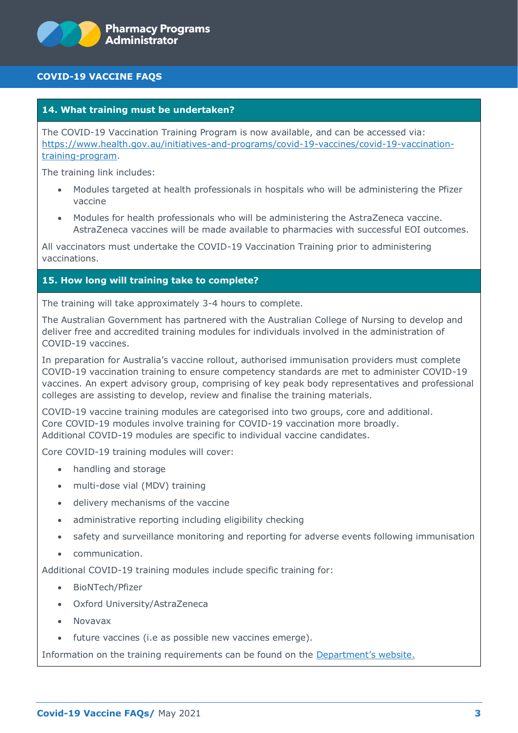## 14. What training must be undertaken?

The COVID-19 Vaccination Training Program is now available, and can be accessed via: [https://www.health.gov.au/initiatives-and-programs/covid-19-vaccines/covid-19-vaccination-training-program](https://www.health.gov.au/initiatives-and-programs/covid-19-vaccines/covid-19-vaccination-training-program).

The training link includes:

- Modules targeted at health professionals in hospitals who will be administering the Pfizer vaccine
- Modules for health professionals who will be administering the AstraZeneca vaccine. AstraZeneca vaccines will be made available to pharmacies with successful EOI outcomes.

All vaccinators must undertake the COVID-19 Vaccination Training prior to administering vaccinations.

## 15. How long will training take to complete?

The training will take approximately 3-4 hours to complete.

The Australian Government has partnered with the Australian College of Nursing to develop and deliver free and accredited training modules for individuals involved in the administration of COVID-19 vaccines.

In preparation for Australia's vaccine rollout, authorised immunisation providers must complete COVID-19 vaccination training to ensure competency standards are met to administer COVID-19 vaccines. An expert advisory group, comprising of key peak body representatives and professional colleges are assisting to develop, review and finalise the training materials.

COVID-19 vaccine training modules are categorised into two groups, core and additional. Core COVID-19 modules involve training for COVID-19 vaccination more broadly. Additional COVID-19 modules are specific to individual vaccine candidates.

Core COVID-19 training modules will cover:

- handling and storage
- multi-dose vial (MDV) training
- delivery mechanisms of the vaccine
- administrative reporting including eligibility checking
- safety and surveillance monitoring and reporting for adverse events following immunisation
- communication.

Additional COVID-19 training modules include specific training for:

- BioNTech/Pfizer
- Oxford University/AstraZeneca
- Novavax
- future vaccines (i.e as possible new vaccines emerge).

Information on the training requirements can be found on the Department's website.